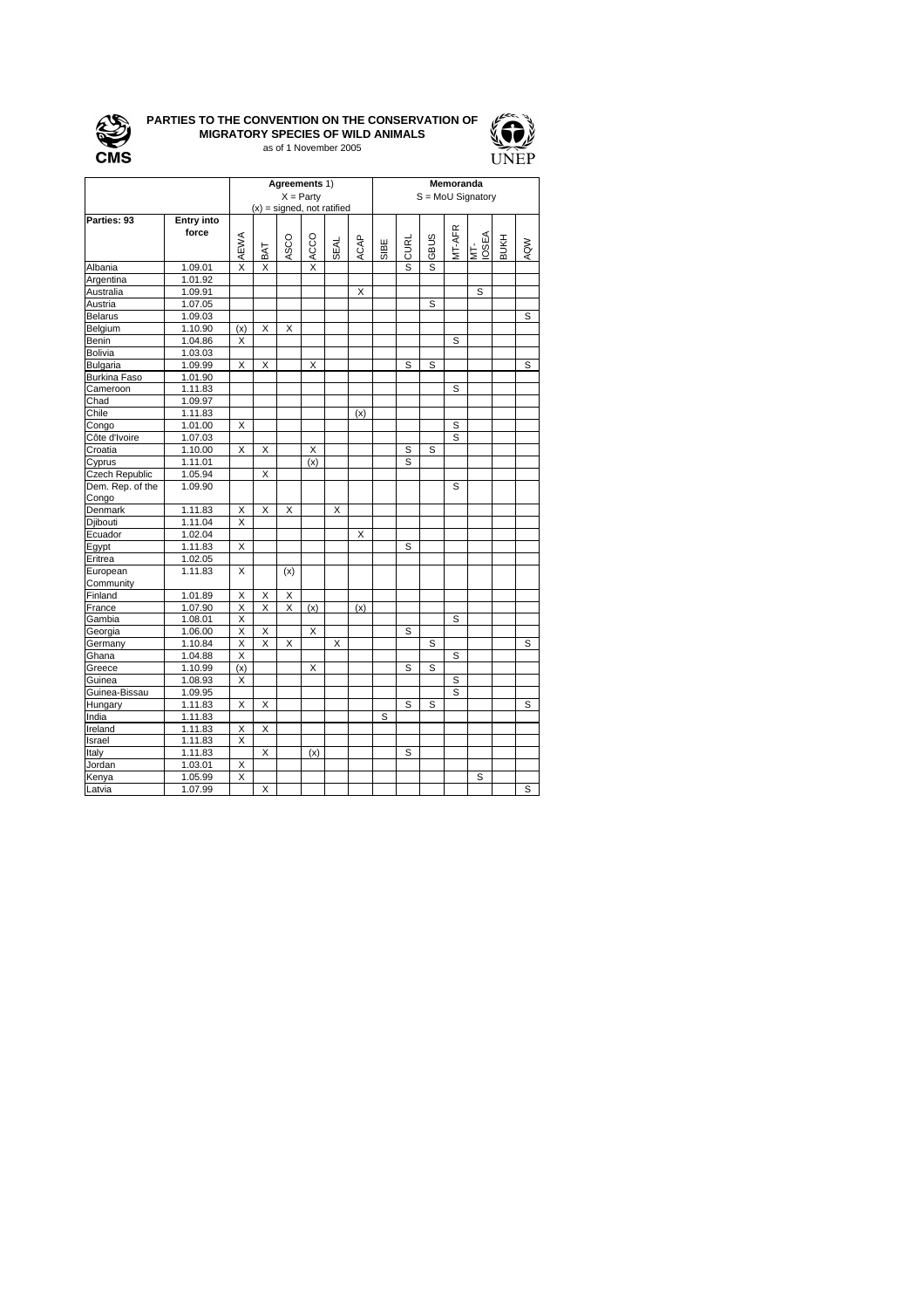# PARTIES TO THE CONVENTION ON THE CONSERVATION OF MIGRATORY SPECIES OF WILD ANIMALS

as of 1 November 2005

CMS

UNEP

| | | Agreements 1) X = Party (x) = signed, not ratified | | | | | | Memoranda S = MoU Signatory | | | | | | |
|---|---|---|---|---|---|---|---|---|---|---|---|---|---|---|
| **Parties: 93** | **Entry into force** | AEWA | BAT | ASCO | ACCO | SEAL | ACAP | SIBE | CURL | GBUS | MT-AFR | MT-IOSEA | BUKH | AQW |
| Albania | 1.09.01 | X | X | | X | | | | S | S | | | | |
| Argentina | 1.01.92 | | | | | | | | | | | | | |
| Australia | 1.09.91 | | | | | | X | | | | | S | | |
| Austria | 1.07.05 | | | | | | | | | S | | | | |
| Belarus | 1.09.03 | | | | | | | | | | | | | S |
| Belgium | 1.10.90 | (x) | X | X | | | | | | | | | | |
| Benin | 1.04.86 | X | | | | | | | | | S | | | |
| Bolivia | 1.03.03 | | | | | | | | | | | | | |
| Bulgaria | 1.09.99 | X | X | | X | | | | S | S | | | | S |
| Burkina Faso | 1.01.90 | | | | | | | | | | | | | |
| Cameroon | 1.11.83 | | | | | | | | | | S | | | |
| Chad | 1.09.97 | | | | | | | | | | | | | |
| Chile | 1.11.83 | | | | | | (x) | | | | | | | |
| Congo | 1.01.00 | X | | | | | | | | | S | | | |
| Côte d'Ivoire | 1.07.03 | | | | | | | | | | S | | | |
| Croatia | 1.10.00 | X | X | | X | | | | S | S | | | | |
| Cyprus | 1.11.01 | | | | (x) | | | | S | | | | | |
| Czech Republic | 1.05.94 | | X | | | | | | | | | | | |
| Dem. Rep. of the Congo | 1.09.90 | | | | | | | | | | S | | | |
| Denmark | 1.11.83 | X | X | X | | X | | | | | | | | |
| Djibouti | 1.11.04 | X | | | | | | | | | | | | |
| Ecuador | 1.02.04 | | | | | | X | | | | | | | |
| Egypt | 1.11.83 | X | | | | | | | S | | | | | |
| Eritrea | 1.02.05 | | | | | | | | | | | | | |
| European Community | 1.11.83 | X | | (x) | | | | | | | | | | |
| Finland | 1.01.89 | X | X | X | | | | | | | | | | |
| France | 1.07.90 | X | X | X | (x) | | (x) | | | | | | | |
| Gambia | 1.08.01 | X | | | | | | | | | S | | | |
| Georgia | 1.06.00 | X | X | | X | | | | S | | | | | |
| Germany | 1.10.84 | X | X | X | | X | | | | S | | | | S |
| Ghana | 1.04.88 | X | | | | | | | | | S | | | |
| Greece | 1.10.99 | (x) | | | X | | | | S | S | | | | |
| Guinea | 1.08.93 | X | | | | | | | | | S | | | |
| Guinea-Bissau | 1.09.95 | | | | | | | | | | S | | | |
| Hungary | 1.11.83 | X | X | | | | | | S | S | | | | S |
| India | 1.11.83 | | | | | | | S | | | | | | |
| Ireland | 1.11.83 | X | X | | | | | | | | | | | |
| Israel | 1.11.83 | X | | | | | | | | | | | | |
| Italy | 1.11.83 | | X | | (x) | | | | S | | | | | |
| Jordan | 1.03.01 | X | | | | | | | | | | | | |
| Kenya | 1.05.99 | X | | | | | | | | | | S | | |
| Latvia | 1.07.99 | | X | | | | | | | | | | | S |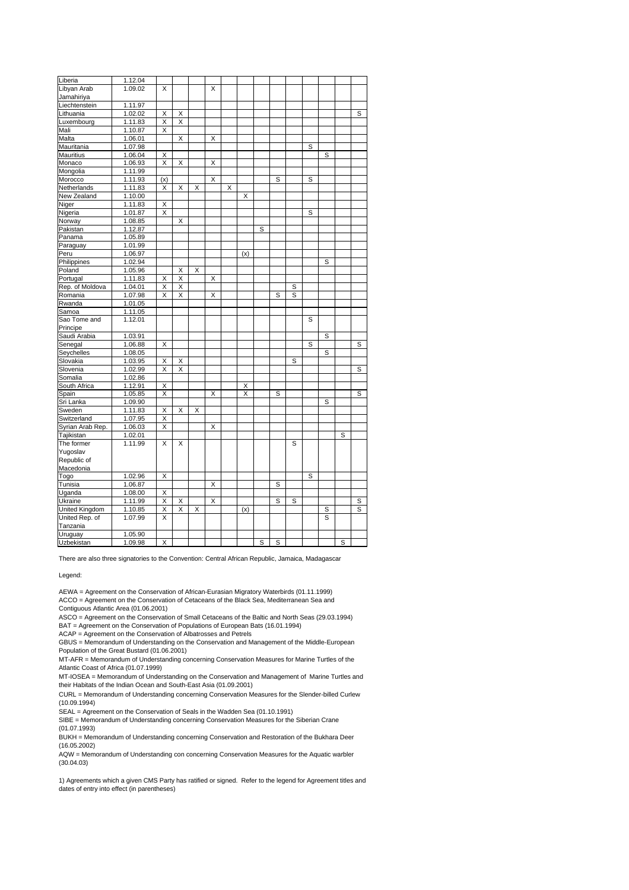| | | | | | | | | | | | | | | | |
|---|---|---|---|---|---|---|---|---|---|---|---|---|---|---|---|
| Liberia | 1.12.04 | | | | | | | | | | | | | | |
| Libyan Arab Jamahiriya | 1.09.02 | X | | | X | | | | | | | | | | |
| Liechtenstein | 1.11.97 | | | | | | | | | | | | | | |
| Lithuania | 1.02.02 | X | X | | | | | | | | | | | | S |
| Luxembourg | 1.11.83 | X | X | | | | | | | | | | | | |
| Mali | 1.10.87 | X | | | | | | | | | | | | | |
| Malta | 1.06.01 | | X | | X | | | | | | | | | | |
| Mauritania | 1.07.98 | | | | | | | | | | | S | | | |
| Mauritius | 1.06.04 | X | | | | | | | | | | | S | | |
| Monaco | 1.06.93 | X | X | | X | | | | | | | | | | |
| Mongolia | 1.11.99 | | | | | | | | | | | | | | |
| Morocco | 1.11.93 | (x) | | | X | | | | | S | | S | | | |
| Netherlands | 1.11.83 | X | X | X | | X | | | | | | | | | |
| New Zealand | 1.10.00 | | | | | | X | | | | | | | | |
| Niger | 1.11.83 | X | | | | | | | | | | | | | |
| Nigeria | 1.01.87 | X | | | | | | | | | | S | | | |
| Norway | 1.08.85 | | X | | | | | | | | | | | | |
| Pakistan | 1.12.87 | | | | | | | | S | | | | | | |
| Panama | 1.05.89 | | | | | | | | | | | | | | |
| Paraguay | 1.01.99 | | | | | | | | | | | | | | |
| Peru | 1.06.97 | | | | | | (x) | | | | | | | | |
| Philippines | 1.02.94 | | | | | | | | | | | | S | | |
| Poland | 1.05.96 | | X | X | | | | | | | | | | | |
| Portugal | 1.11.83 | X | X | | X | | | | | | | | | | |
| Rep. of Moldova | 1.04.01 | X | X | | | | | | | | S | | | | |
| Romania | 1.07.98 | X | X | | X | | | | | S | S | | | | |
| Rwanda | 1.01.05 | | | | | | | | | | | | | | |
| Samoa | 1.11.05 | | | | | | | | | | | | | | |
| Sao Tome and Principe | 1.12.01 | | | | | | | | | | | S | | | |
| Saudi Arabia | 1.03.91 | | | | | | | | | | | | S | | |
| Senegal | 1.06.88 | X | | | | | | | | | | S | | | S |
| Seychelles | 1.08.05 | | | | | | | | | | | | S | | |
| Slovakia | 1.03.95 | X | X | | | | | | | | S | | | | |
| Slovenia | 1.02.99 | X | X | | | | | | | | | | | | S |
| Somalia | 1.02.86 | | | | | | | | | | | | | | |
| South Africa | 1.12.91 | X | | | | | X | | | | | | | | |
| Spain | 1.05.85 | X | | | X | | X | | | S | | | | | S |
| Sri Lanka | 1.09.90 | | | | | | | | | | | | S | | |
| Sweden | 1.11.83 | X | X | X | | | | | | | | | | | |
| Switzerland | 1.07.95 | X | | | | | | | | | | | | | |
| Syrian Arab Rep. | 1.06.03 | X | | | X | | | | | | | | | | |
| Tajikistan | 1.02.01 | | | | | | | | | | | | | S | |
| The former Yugoslav Republic of Macedonia | 1.11.99 | X | X | | | | | | | | S | | | | |
| Togo | 1.02.96 | X | | | | | | | | | | S | | | |
| Tunisia | 1.06.87 | | | | X | | | | | S | | | | | |
| Uganda | 1.08.00 | X | | | | | | | | | | | | | |
| Ukraine | 1.11.99 | X | X | | X | | | | | S | S | | | | S |
| United Kingdom | 1.10.85 | X | X | X | | | (x) | | | | | | S | | S |
| United Rep. of Tanzania | 1.07.99 | X | | | | | | | | | | | S | | |
| Uruguay | 1.05.90 | | | | | | | | | | | | | | |
| Uzbekistan | 1.09.98 | X | | | | | | | S | S | | | | S | |

There are also three signatories to the Convention: Central African Republic, Jamaica, Madagascar

Legend:

AEWA = Agreement on the Conservation of African-Eurasian Migratory Waterbirds (01.11.1999)
ACCO = Agreement on the Conservation of Cetaceans of the Black Sea, Mediterranean Sea and Contiguous Atlantic Area (01.06.2001)
ASCO = Agreement on the Conservation of Small Cetaceans of the Baltic and North Seas (29.03.1994)
BAT = Agreement on the Conservation of Populations of European Bats (16.01.1994)
ACAP = Agreement on the Conservation of Albatrosses and Petrels
GBUS = Memorandum of Understanding on the Conservation and Management of the Middle-European Population of the Great Bustard (01.06.2001)
MT-AFR = Memorandum of Understanding concerning Conservation Measures for Marine Turtles of the Atlantic Coast of Africa (01.07.1999)
MT-IOSEA = Memorandum of Understanding on the Conservation and Management of Marine Turtles and their Habitats of the Indian Ocean and South-East Asia (01.09.2001)
CURL = Memorandum of Understanding concerning Conservation Measures for the Slender-billed Curlew (10.09.1994)
SEAL = Agreement on the Conservation of Seals in the Wadden Sea (01.10.1991)
SIBE = Memorandum of Understanding concerning Conservation Measures for the Siberian Crane (01.07.1993)
BUKH = Memorandum of Understanding concerning Conservation and Restoration of the Bukhara Deer (16.05.2002)
AQW = Memorandum of Understanding con concerning Conservation Measures for the Aquatic warbler (30.04.03)

1) Agreements which a given CMS Party has ratified or signed. Refer to the legend for Agreement titles and dates of entry into effect (in parentheses)